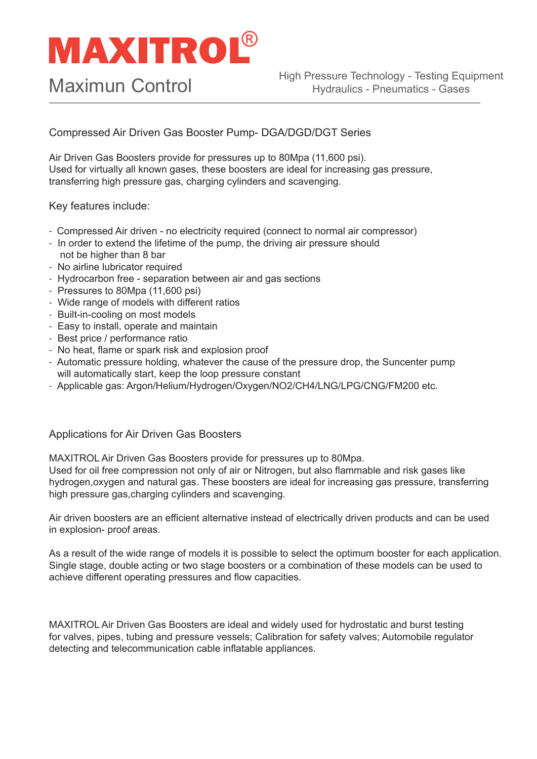# MAXITROL®

Maximun Control

High Pressure Technology - Testing Equipment
Hydraulics - Pneumatics - Gases

---

## Compressed Air Driven Gas Booster Pump- DGA/DGD/DGT Series

Air Driven Gas Boosters provide for pressures up to 80Mpa (11,600 psi).
Used for virtually all known gases, these boosters are ideal for increasing gas pressure, transferring high pressure gas, charging cylinders and scavenging.

Key features include:

- Compressed Air driven - no electricity required (connect to normal air compressor)
- In order to extend the lifetime of the pump, the driving air pressure should not be higher than 8 bar
- No airline lubricator required
- Hydrocarbon free - separation between air and gas sections
- Pressures to 80Mpa (11,600 psi)
- Wide range of models with different ratios
- Built-in-cooling on most models
- Easy to install, operate and maintain
- Best price / performance ratio
- No heat, flame or spark risk and explosion proof
- Automatic pressure holding, whatever the cause of the pressure drop, the Suncenter pump will automatically start, keep the loop pressure constant
- Applicable gas: Argon/Helium/Hydrogen/Oxygen/NO2/CH4/LNG/LPG/CNG/FM200 etc.

## Applications for Air Driven Gas Boosters

MAXITROL Air Driven Gas Boosters provide for pressures up to 80Mpa.
Used for oil free compression not only of air or Nitrogen, but also flammable and risk gases like hydrogen,oxygen and natural gas. These boosters are ideal for increasing gas pressure, transferring high pressure gas,charging cylinders and scavenging.

Air driven boosters are an efficient alternative instead of electrically driven products and can be used in explosion- proof areas.

As a result of the wide range of models it is possible to select the optimum booster for each application. Single stage, double acting or two stage boosters or a combination of these models can be used to achieve different operating pressures and flow capacities.

MAXITROL Air Driven Gas Boosters are ideal and widely used for hydrostatic and burst testing for valves, pipes, tubing and pressure vessels; Calibration for safety valves; Automobile regulator detecting and telecommunication cable inflatable appliances.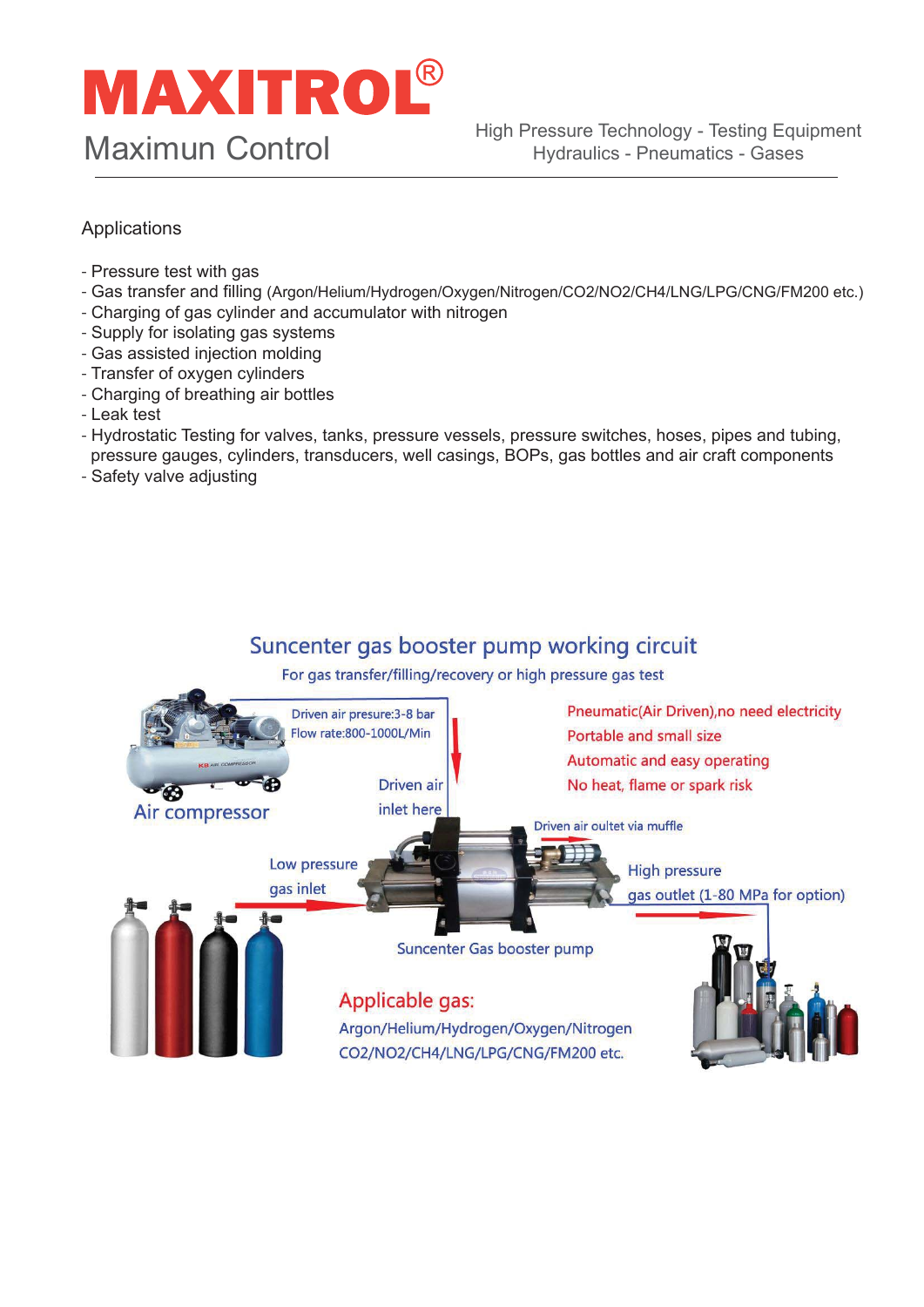# MAXITROL®

Maximun Control

High Pressure Technology - Testing Equipment
Hydraulics - Pneumatics - Gases

Applications

- Pressure test with gas
- Gas transfer and filling (Argon/Helium/Hydrogen/Oxygen/Nitrogen/$CO_2$/$NO_2$/$CH_4$/LNG/LPG/CNG/FM200 etc.)
- Charging of gas cylinder and accumulator with nitrogen
- Supply for isolating gas systems
- Gas assisted injection molding
- Transfer of oxygen cylinders
- Charging of breathing air bottles
- Leak test
- Hydrostatic Testing for valves, tanks, pressure vessels, pressure switches, hoses, pipes and tubing, pressure gauges, cylinders, transducers, well casings, BOPs, gas bottles and air craft components
- Safety valve adjusting

## Suncenter gas booster pump working circuit

For gas transfer/filling/recovery or high pressure gas test

Air compressor

Driven air presure:3-8 bar
Flow rate:800-1000L/Min

Driven air inlet here

Pneumatic(Air Driven),no need electricity
Portable and small size
Automatic and easy operating
No heat, flame or spark risk

Driven air oultet via muffle

Low pressure gas inlet

High pressure gas outlet (1-80 MPa for option)

Suncenter Gas booster pump

Applicable gas:
Argon/Helium/Hydrogen/Oxygen/Nitrogen
$CO_2$/$NO_2$/$CH_4$/LNG/LPG/CNG/FM200 etc.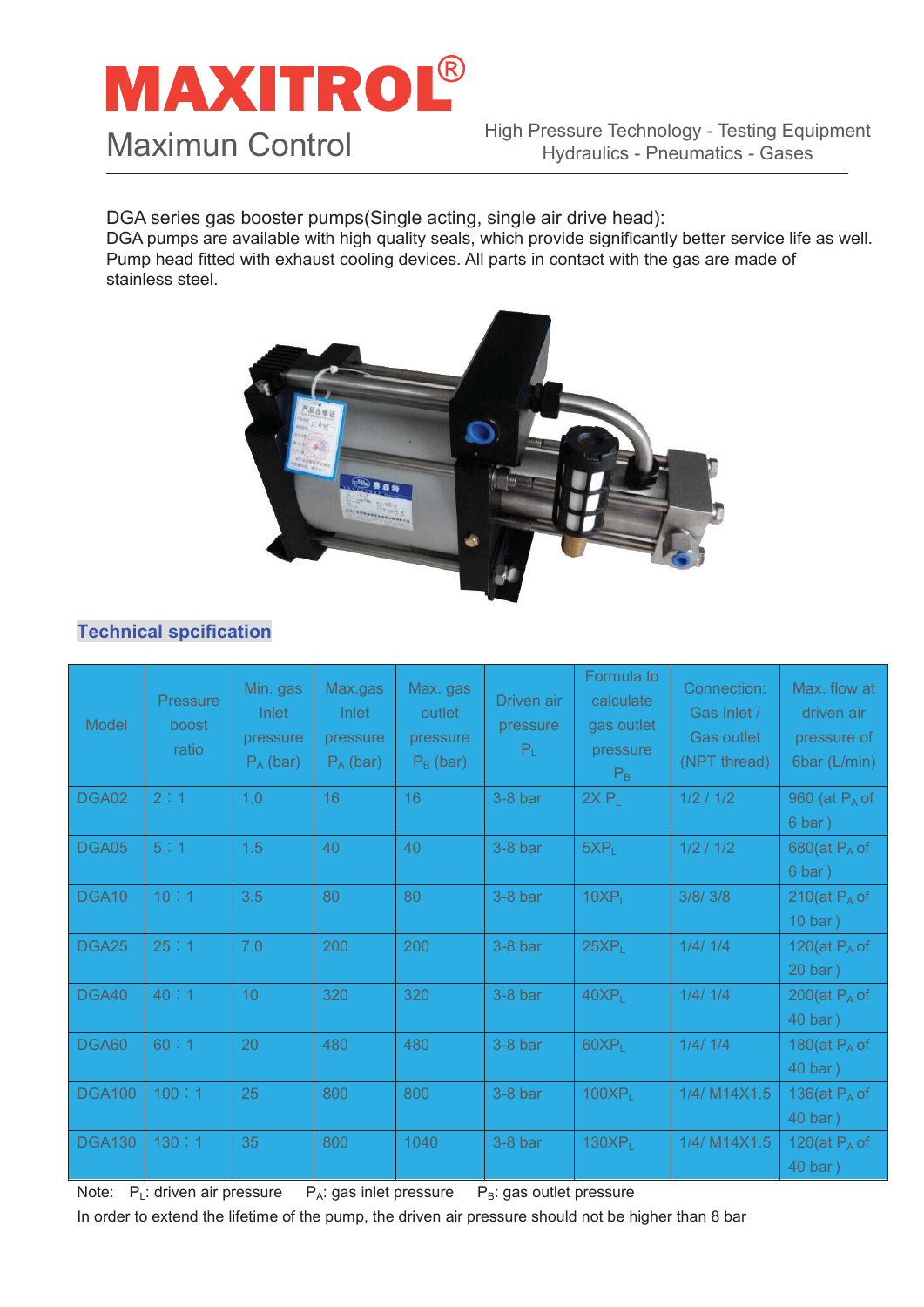# MAXITROL®

Maximun Control

High Pressure Technology - Testing Equipment
Hydraulics - Pneumatics - Gases

DGA series gas booster pumps(Single acting, single air drive head):
DGA pumps are available with high quality seals, which provide significantly better service life as well. Pump head fitted with exhaust cooling devices. All parts in contact with the gas are made of stainless steel.

## Technical spcification

| Model | Pressure boost ratio | Min. gas Inlet pressure $P_A$ (bar) | Max.gas Inlet pressure $P_A$ (bar) | Max. gas outlet pressure $P_B$ (bar) | Driven air pressure $P_L$ | Formula to calculate gas outlet pressure $P_B$ | Connection: Gas Inlet / Gas outlet (NPT thread) | Max. flow at driven air pressure of 6bar (L/min) |
|---|---|---|---|---|---|---|---|---|
| DGA02 | 2：1 | 1.0 | 16 | 16 | 3-8 bar | 2X $P_L$ | 1/2 / 1/2 | 960 (at $P_A$ of 6 bar ) |
| DGA05 | 5：1 | 1.5 | 40 | 40 | 3-8 bar | 5X$P_L$ | 1/2 / 1/2 | 680(at $P_A$ of 6 bar ) |
| DGA10 | 10：1 | 3.5 | 80 | 80 | 3-8 bar | 10X$P_L$ | 3/8/ 3/8 | 210(at $P_A$ of 10 bar ) |
| DGA25 | 25：1 | 7.0 | 200 | 200 | 3-8 bar | 25X$P_L$ | 1/4/ 1/4 | 120(at $P_A$ of 20 bar ) |
| DGA40 | 40：1 | 10 | 320 | 320 | 3-8 bar | 40X$P_L$ | 1/4/ 1/4 | 200(at $P_A$ of 40 bar ) |
| DGA60 | 60：1 | 20 | 480 | 480 | 3-8 bar | 60X$P_L$ | 1/4/ 1/4 | 180(at $P_A$ of 40 bar ) |
| DGA100 | 100：1 | 25 | 800 | 800 | 3-8 bar | 100X$P_L$ | 1/4/ M14X1.5 | 136(at $P_A$ of 40 bar ) |
| DGA130 | 130：1 | 35 | 800 | 1040 | 3-8 bar | 130X$P_L$ | 1/4/ M14X1.5 | 120(at $P_A$ of 40 bar ) |

Note: $P_L$: driven air pressure $P_A$: gas inlet pressure $P_B$: gas outlet pressure

In order to extend the lifetime of the pump, the driven air pressure should not be higher than 8 bar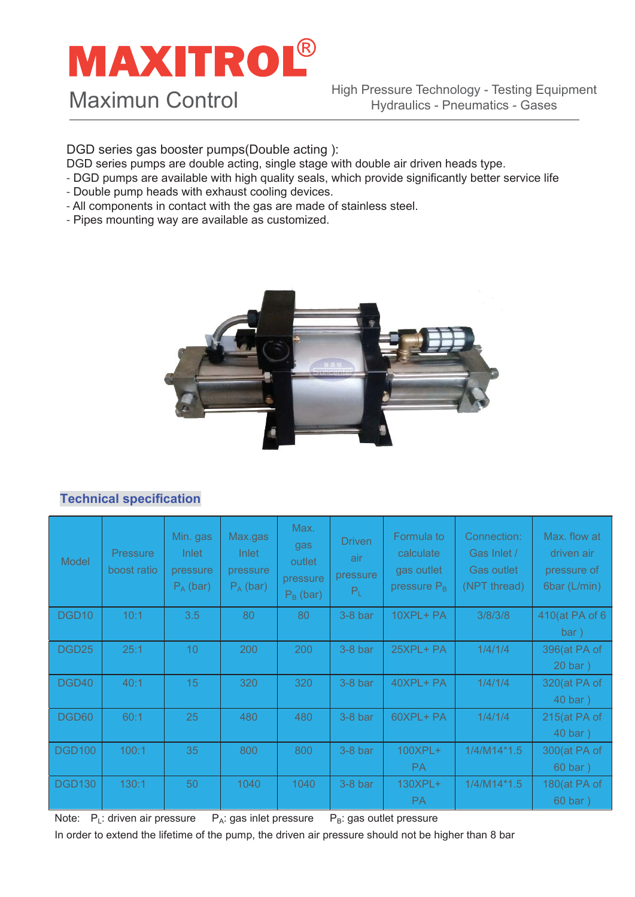# MAXITROL®

Maximun Control

High Pressure Technology - Testing Equipment
Hydraulics - Pneumatics - Gases

DGD series gas booster pumps(Double acting ):

DGD series pumps are double acting, single stage with double air driven heads type.

- DGD pumps are available with high quality seals, which provide significantly better service life
- Double pump heads with exhaust cooling devices.
- All components in contact with the gas are made of stainless steel.
- Pipes mounting way are available as customized.

## Technical specification

| Model | Pressure boost ratio | Min. gas Inlet pressure $P_A$ (bar) | Max.gas Inlet pressure $P_A$ (bar) | Max. gas outlet pressure $P_B$ (bar) | Driven air pressure $P_L$ | Formula to calculate gas outlet pressure $P_B$ | Connection: Gas Inlet / Gas outlet (NPT thread) | Max. flow at driven air pressure of 6bar (L/min) |
|---|---|---|---|---|---|---|---|---|
| DGD10 | 10:1 | 3.5 | 80 | 80 | 3-8 bar | 10XPL+ PA | 3/8/3/8 | 410(at PA of 6 bar ) |
| DGD25 | 25:1 | 10 | 200 | 200 | 3-8 bar | 25XPL+ PA | 1/4/1/4 | 396(at PA of 20 bar ) |
| DGD40 | 40:1 | 15 | 320 | 320 | 3-8 bar | 40XPL+ PA | 1/4/1/4 | 320(at PA of 40 bar ) |
| DGD60 | 60:1 | 25 | 480 | 480 | 3-8 bar | 60XPL+ PA | 1/4/1/4 | 215(at PA of 40 bar ) |
| DGD100 | 100:1 | 35 | 800 | 800 | 3-8 bar | 100XPL+ PA | 1/4/M14*1.5 | 300(at PA of 60 bar ) |
| DGD130 | 130:1 | 50 | 1040 | 1040 | 3-8 bar | 130XPL+ PA | 1/4/M14*1.5 | 180(at PA of 60 bar ) |

Note: $P_L$: driven air pressure $P_A$: gas inlet pressure $P_B$: gas outlet pressure

In order to extend the lifetime of the pump, the driven air pressure should not be higher than 8 bar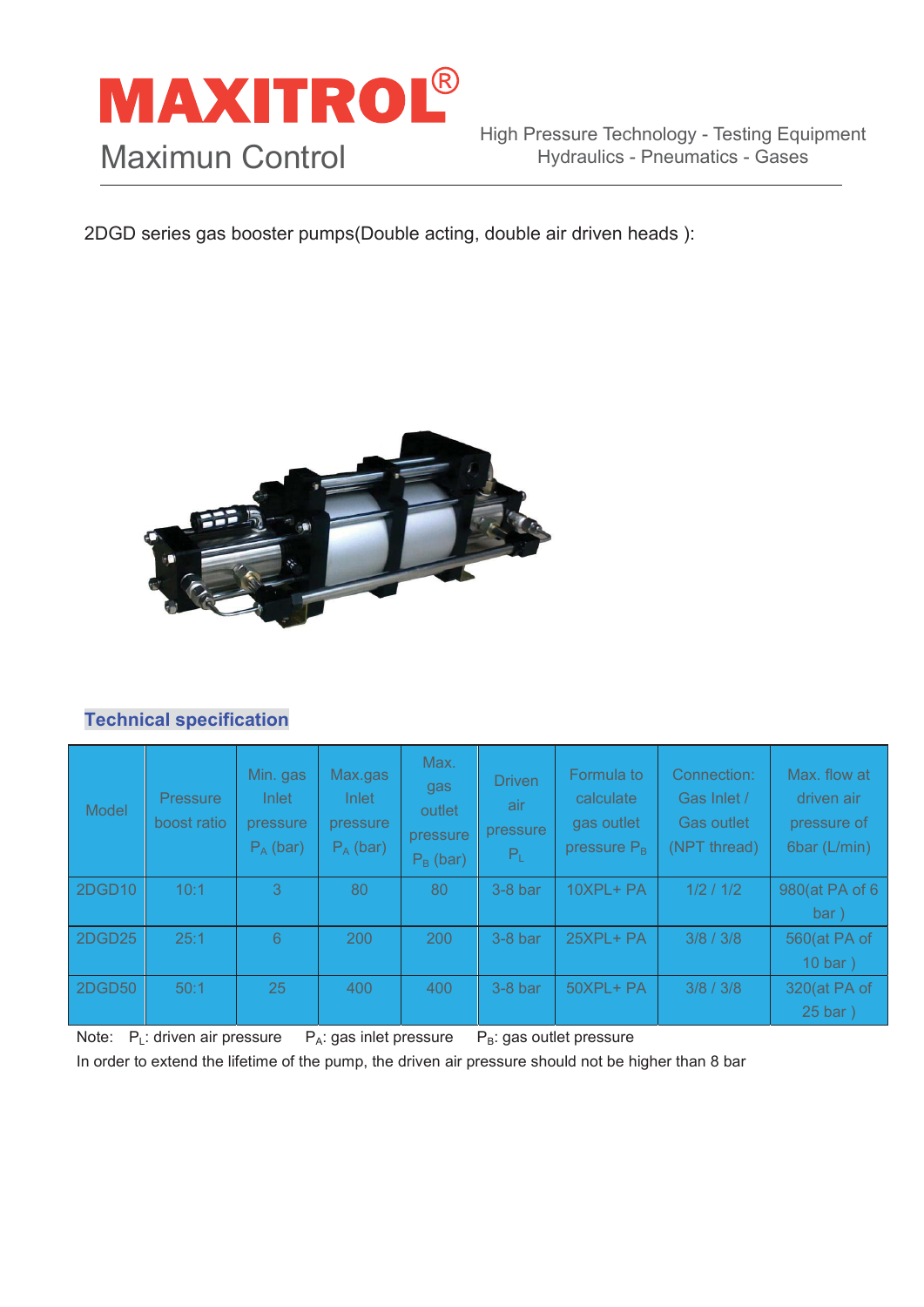2DGD series gas booster pumps(Double acting, double air driven heads ):

## Technical specification

| Model | Pressure boost ratio | Min. gas Inlet pressure $P_A$ (bar) | Max.gas Inlet pressure $P_A$ (bar) | Max. gas outlet pressure $P_B$ (bar) | Driven air pressure $P_L$ | Formula to calculate gas outlet pressure $P_B$ | Connection: Gas Inlet / Gas outlet (NPT thread) | Max. flow at driven air pressure of 6bar (L/min) |
|---|---|---|---|---|---|---|---|---|
| 2DGD10 | 10:1 | 3 | 80 | 80 | 3-8 bar | 10XPL+ PA | 1/2 / 1/2 | 980(at PA of 6 bar ) |
| 2DGD25 | 25:1 | 6 | 200 | 200 | 3-8 bar | 25XPL+ PA | 3/8 / 3/8 | 560(at PA of 10 bar ) |
| 2DGD50 | 50:1 | 25 | 400 | 400 | 3-8 bar | 50XPL+ PA | 3/8 / 3/8 | 320(at PA of 25 bar ) |

Note: $P_L$: driven air pressure $P_A$: gas inlet pressure $P_B$: gas outlet pressure

In order to extend the lifetime of the pump, the driven air pressure should not be higher than 8 bar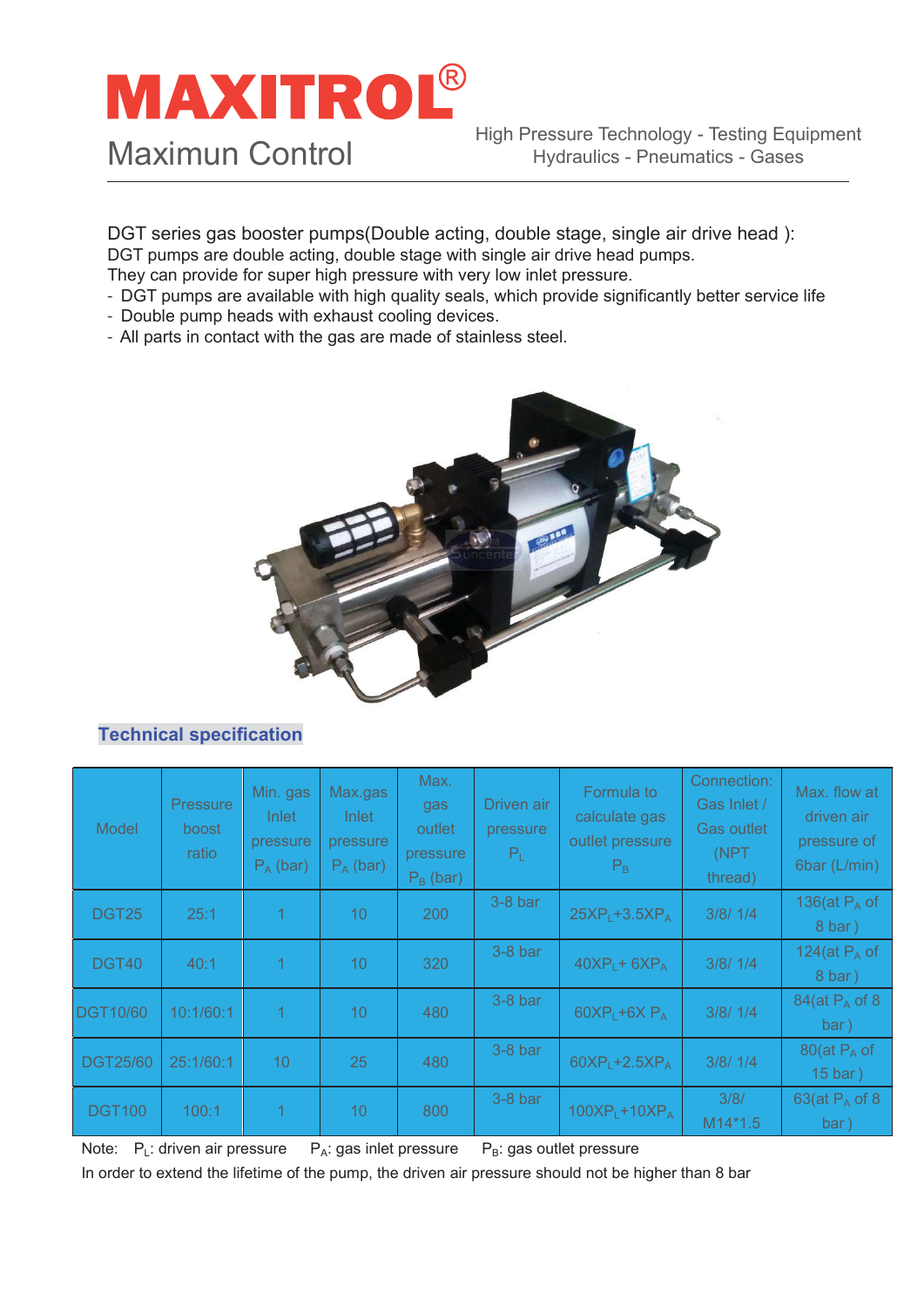# MAXITROL®

Maximun Control

High Pressure Technology - Testing Equipment
Hydraulics - Pneumatics - Gases

DGT series gas booster pumps(Double acting, double stage, single air drive head ):
DGT pumps are double acting, double stage with single air drive head pumps.
They can provide for super high pressure with very low inlet pressure.

- DGT pumps are available with high quality seals, which provide significantly better service life
- Double pump heads with exhaust cooling devices.
- All parts in contact with the gas are made of stainless steel.

## Technical specification

| Model | Pressure boost ratio | Min. gas Inlet pressure $P_A$ (bar) | Max.gas Inlet pressure $P_A$ (bar) | Max. gas outlet pressure $P_B$ (bar) | Driven air pressure $P_L$ | Formula to calculate gas outlet pressure $P_B$ | Connection: Gas Inlet / Gas outlet (NPT thread) | Max. flow at driven air pressure of 6bar (L/min) |
|---|---|---|---|---|---|---|---|---|
| DGT25 | 25:1 | 1 | 10 | 200 | 3-8 bar | $25XP_L$+$3.5XP_A$ | 3/8/ 1/4 | 136(at $P_A$ of 8 bar ) |
| DGT40 | 40:1 | 1 | 10 | 320 | 3-8 bar | $40XP_L$+ $6XP_A$ | 3/8/ 1/4 | 124(at $P_A$ of 8 bar ) |
| DGT10/60 | 10:1/60:1 | 1 | 10 | 480 | 3-8 bar | $60XP_L$+$6X P_A$ | 3/8/ 1/4 | 84(at $P_A$ of 8 bar ) |
| DGT25/60 | 25:1/60:1 | 10 | 25 | 480 | 3-8 bar | $60XP_L$+$2.5XP_A$ | 3/8/ 1/4 | 80(at $P_A$ of 15 bar ) |
| DGT100 | 100:1 | 1 | 10 | 800 | 3-8 bar | $100XP_L$+$10XP_A$ | 3/8/ M14*1.5 | 63(at $P_A$ of 8 bar ) |

Note: $P_L$: driven air pressure $P_A$: gas inlet pressure $P_B$: gas outlet pressure

In order to extend the lifetime of the pump, the driven air pressure should not be higher than 8 bar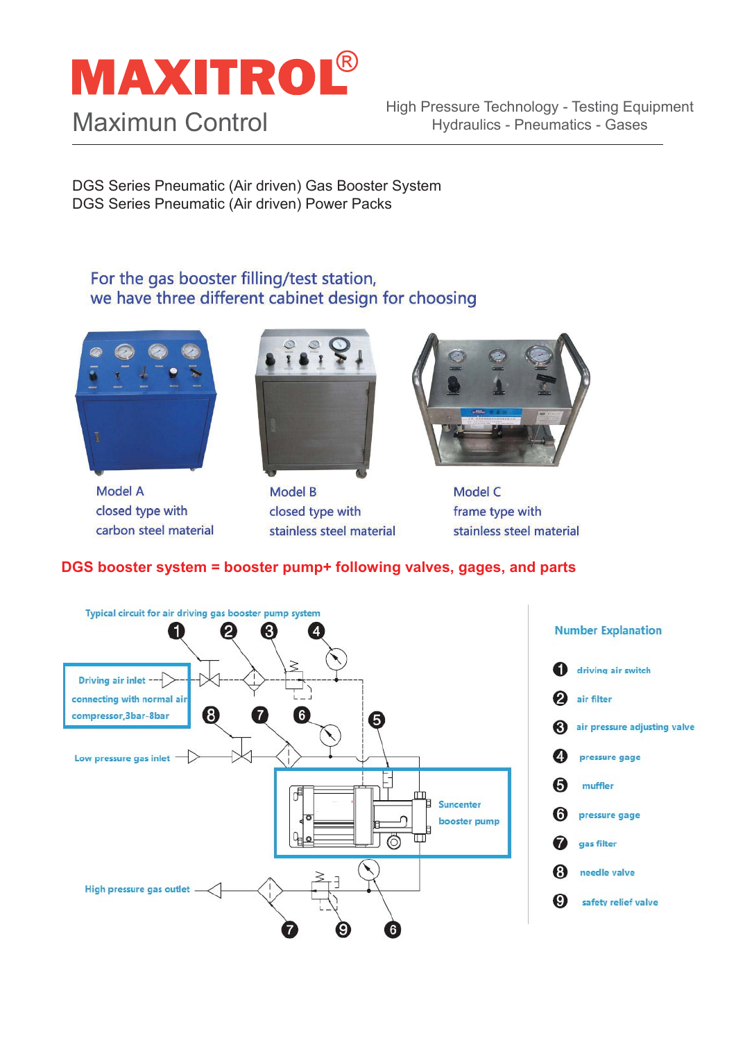# MAXITROL®

Maximun Control

High Pressure Technology - Testing Equipment
Hydraulics - Pneumatics - Gases

DGS Series Pneumatic (Air driven) Gas Booster System
DGS Series Pneumatic (Air driven) Power Packs

For the gas booster filling/test station,
we have three different cabinet design for choosing

Model A
closed type with
carbon steel material

Model B
closed type with
stainless steel material

Model C
frame type with
stainless steel material

**DGS booster system = booster pump+ following valves, gages, and parts**

Typical circuit for air driving gas booster pump system

Driving air inlet
connecting with normal air compressor,3bar-8bar

Low pressure gas inlet

Suncenter booster pump

High pressure gas outlet

**Number Explanation**

1. driving air switch
2. air filter
3. air pressure adjusting valve
4. pressure gage
5. muffler
6. pressure gage
7. gas filter
8. needle valve
9. safety relief valve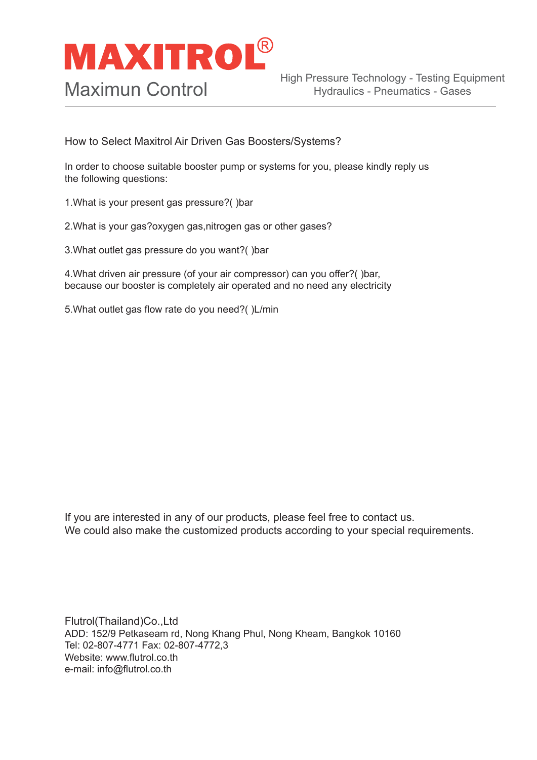# MAXITROL®

Maximun Control

High Pressure Technology - Testing Equipment
Hydraulics - Pneumatics - Gases

How to Select Maxitrol Air Driven Gas Boosters/Systems?

In order to choose suitable booster pump or systems for you, please kindly reply us the following questions:

1.What is your present gas pressure?( )bar

2.What is your gas?oxygen gas,nitrogen gas or other gases?

3.What outlet gas pressure do you want?( )bar

4.What driven air pressure (of your air compressor) can you offer?( )bar, because our booster is completely air operated and no need any electricity

5.What outlet gas flow rate do you need?( )L/min

If you are interested in any of our products, please feel free to contact us.
We could also make the customized products according to your special requirements.

Flutrol(Thailand)Co.,Ltd
ADD: 152/9 Petkaseam rd, Nong Khang Phul, Nong Kheam, Bangkok 10160
Tel: 02-807-4771 Fax: 02-807-4772,3
Website: www.flutrol.co.th
e-mail: info@flutrol.co.th